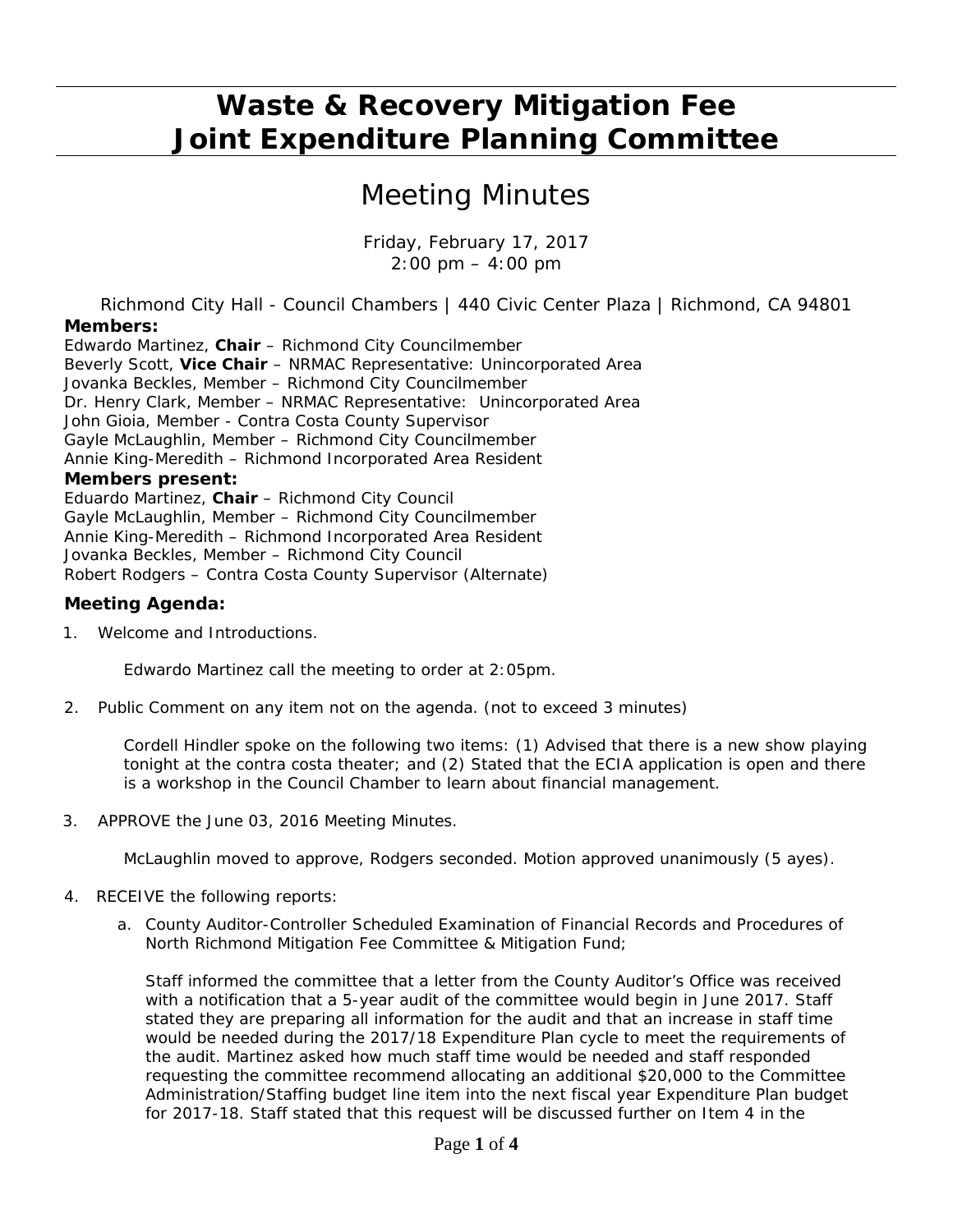# Waste & Recovery Mitigation Fee Joint Expenditure Planning Committee

## Meeting Minutes

Friday, February 17, 2017
2:00 pm – 4:00 pm

Richmond City Hall - Council Chambers | 440 Civic Center Plaza | Richmond, CA 94801

**Members:**

Edwardo Martinez, **Chair** – Richmond City Councilmember
Beverly Scott, **Vice Chair** – NRMAC Representative: Unincorporated Area
Jovanka Beckles, Member – Richmond City Councilmember
Dr. Henry Clark, Member – NRMAC Representative: Unincorporated Area
John Gioia, Member - Contra Costa County Supervisor
Gayle McLaughlin, Member – Richmond City Councilmember
Annie King-Meredith – Richmond Incorporated Area Resident

**Members present:**

Eduardo Martinez, **Chair** – Richmond City Council
Gayle McLaughlin, Member – Richmond City Councilmember
Annie King-Meredith – Richmond Incorporated Area Resident
Jovanka Beckles, Member – Richmond City Council
Robert Rodgers – Contra Costa County Supervisor (Alternate)

**Meeting Agenda:**

1. Welcome and Introductions.

   Edwardo Martinez call the meeting to order at 2:05pm.

2. Public Comment on any item not on the agenda. (not to exceed 3 minutes)

   Cordell Hindler spoke on the following two items: (1) Advised that there is a new show playing tonight at the contra costa theater; and (2) Stated that the ECIA application is open and there is a workshop in the Council Chamber to learn about financial management.

3. APPROVE the June 03, 2016 Meeting Minutes.

   McLaughlin moved to approve, Rodgers seconded. Motion approved unanimously (5 ayes).

4. RECEIVE the following reports:

   a. County Auditor-Controller Scheduled Examination of Financial Records and Procedures of North Richmond Mitigation Fee Committee & Mitigation Fund;

      Staff informed the committee that a letter from the County Auditor's Office was received with a notification that a 5-year audit of the committee would begin in June 2017. Staff stated they are preparing all information for the audit and that an increase in staff time would be needed during the 2017/18 Expenditure Plan cycle to meet the requirements of the audit. Martinez asked how much staff time would be needed and staff responded requesting the committee recommend allocating an additional $20,000 to the Committee Administration/Staffing budget line item into the next fiscal year Expenditure Plan budget for 2017-18. Staff stated that this request will be discussed further on Item 4 in the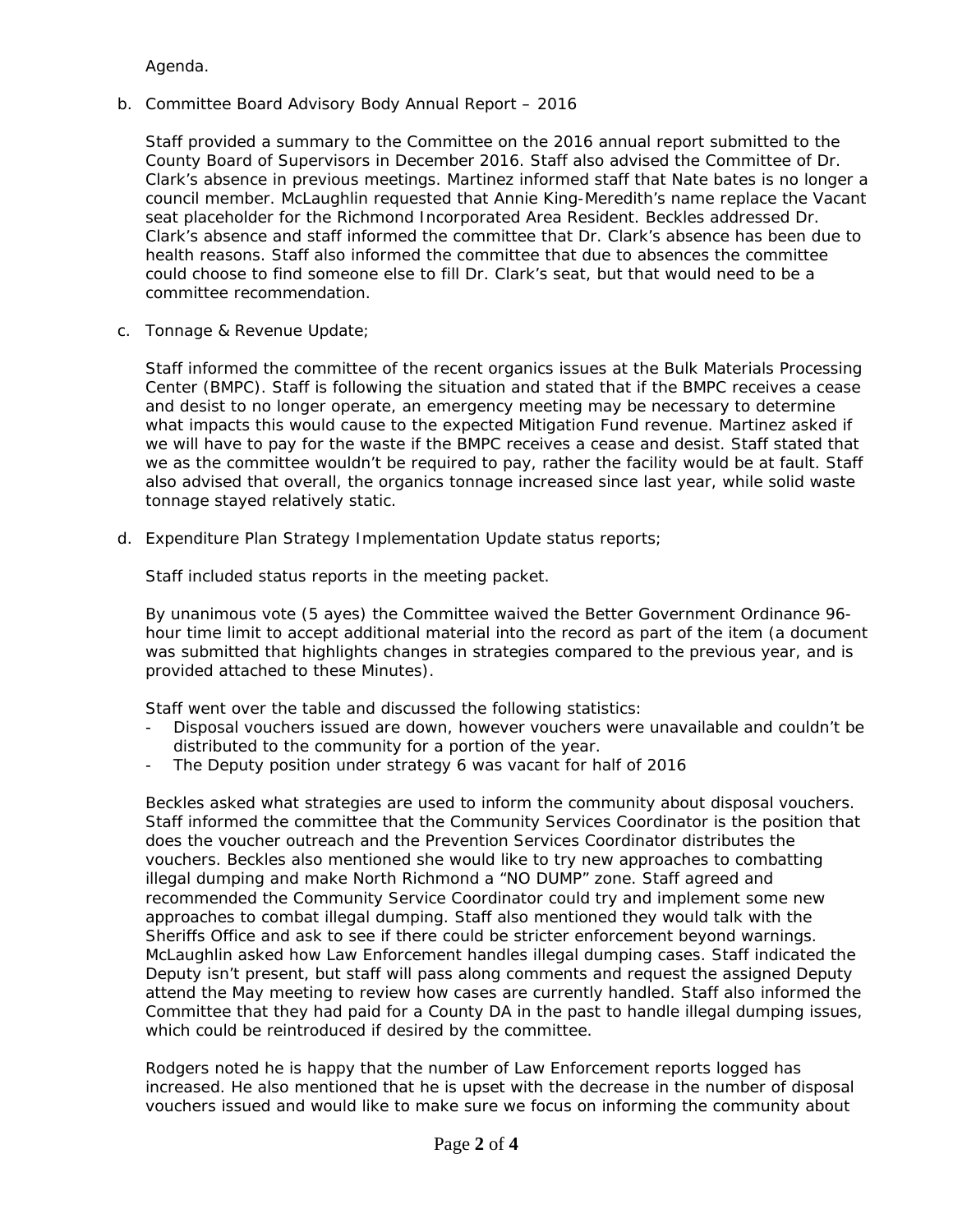Agenda.

b. Committee Board Advisory Body Annual Report – 2016

   Staff provided a summary to the Committee on the 2016 annual report submitted to the County Board of Supervisors in December 2016. Staff also advised the Committee of Dr. Clark's absence in previous meetings. Martinez informed staff that Nate bates is no longer a council member. McLaughlin requested that Annie King-Meredith's name replace the Vacant seat placeholder for the Richmond Incorporated Area Resident. Beckles addressed Dr. Clark's absence and staff informed the committee that Dr. Clark's absence has been due to health reasons. Staff also informed the committee that due to absences the committee could choose to find someone else to fill Dr. Clark's seat, but that would need to be a committee recommendation.

c. Tonnage & Revenue Update;

   Staff informed the committee of the recent organics issues at the Bulk Materials Processing Center (BMPC). Staff is following the situation and stated that if the BMPC receives a cease and desist to no longer operate, an emergency meeting may be necessary to determine what impacts this would cause to the expected Mitigation Fund revenue. Martinez asked if we will have to pay for the waste if the BMPC receives a cease and desist. Staff stated that we as the committee wouldn't be required to pay, rather the facility would be at fault. Staff also advised that overall, the organics tonnage increased since last year, while solid waste tonnage stayed relatively static.

d. Expenditure Plan Strategy Implementation Update status reports;

   Staff included status reports in the meeting packet.

   By unanimous vote (5 ayes) the Committee waived the Better Government Ordinance 96-hour time limit to accept additional material into the record as part of the item (a document was submitted that highlights changes in strategies compared to the previous year, and is provided attached to these Minutes).

   Staff went over the table and discussed the following statistics:

   - Disposal vouchers issued are down, however vouchers were unavailable and couldn't be distributed to the community for a portion of the year.
   - The Deputy position under strategy 6 was vacant for half of 2016

   Beckles asked what strategies are used to inform the community about disposal vouchers. Staff informed the committee that the Community Services Coordinator is the position that does the voucher outreach and the Prevention Services Coordinator distributes the vouchers. Beckles also mentioned she would like to try new approaches to combatting illegal dumping and make North Richmond a "NO DUMP" zone. Staff agreed and recommended the Community Service Coordinator could try and implement some new approaches to combat illegal dumping. Staff also mentioned they would talk with the Sheriffs Office and ask to see if there could be stricter enforcement beyond warnings. McLaughlin asked how Law Enforcement handles illegal dumping cases. Staff indicated the Deputy isn't present, but staff will pass along comments and request the assigned Deputy attend the May meeting to review how cases are currently handled. Staff also informed the Committee that they had paid for a County DA in the past to handle illegal dumping issues, which could be reintroduced if desired by the committee.

   Rodgers noted he is happy that the number of Law Enforcement reports logged has increased. He also mentioned that he is upset with the decrease in the number of disposal vouchers issued and would like to make sure we focus on informing the community about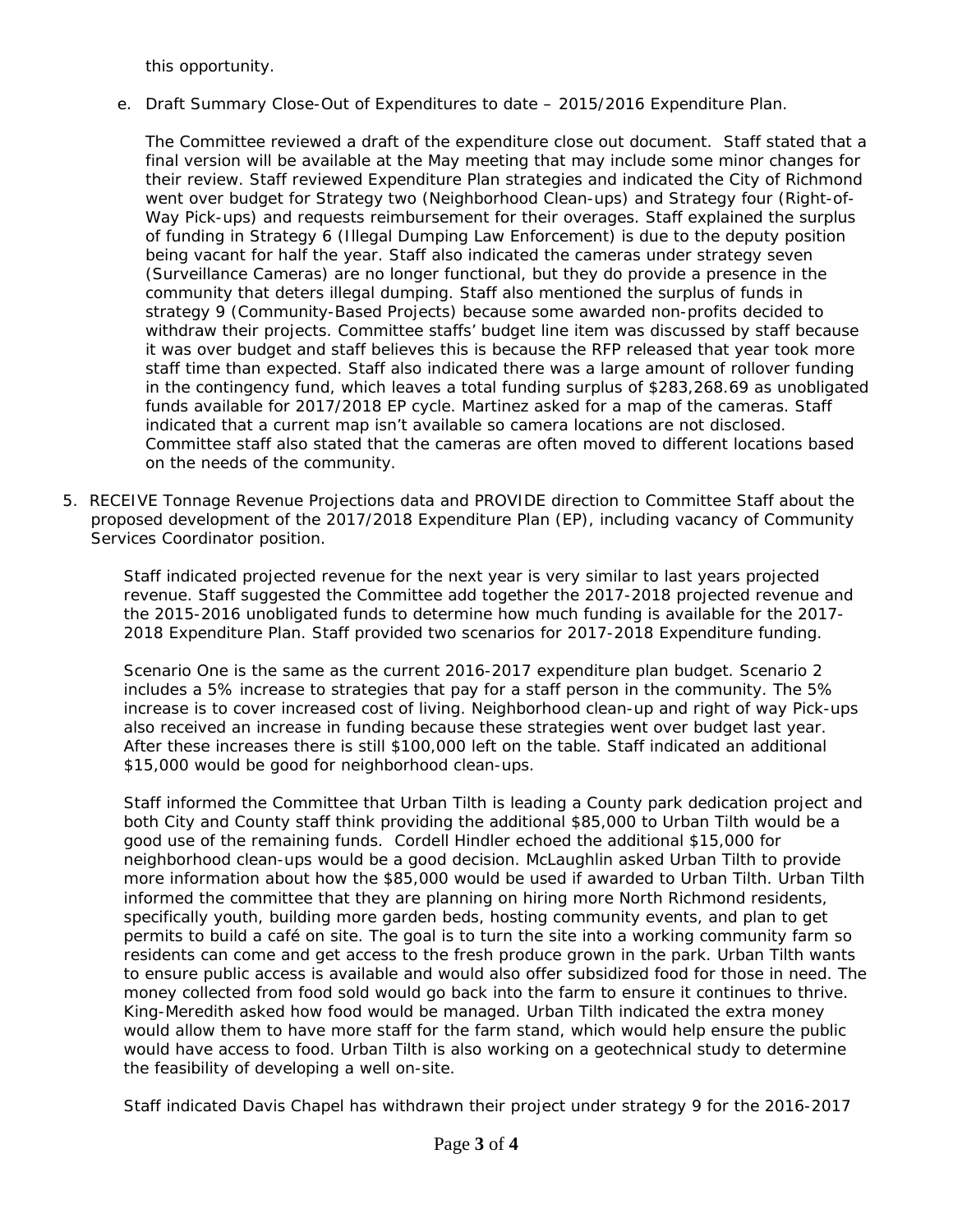this opportunity.

e. Draft Summary Close-Out of Expenditures to date – 2015/2016 Expenditure Plan.

   The Committee reviewed a draft of the expenditure close out document. Staff stated that a final version will be available at the May meeting that may include some minor changes for their review. Staff reviewed Expenditure Plan strategies and indicated the City of Richmond went over budget for Strategy two (Neighborhood Clean-ups) and Strategy four (Right-of-Way Pick-ups) and requests reimbursement for their overages. Staff explained the surplus of funding in Strategy 6 (Illegal Dumping Law Enforcement) is due to the deputy position being vacant for half the year. Staff also indicated the cameras under strategy seven (Surveillance Cameras) are no longer functional, but they do provide a presence in the community that deters illegal dumping. Staff also mentioned the surplus of funds in strategy 9 (Community-Based Projects) because some awarded non-profits decided to withdraw their projects. Committee staffs' budget line item was discussed by staff because it was over budget and staff believes this is because the RFP released that year took more staff time than expected. Staff also indicated there was a large amount of rollover funding in the contingency fund, which leaves a total funding surplus of $283,268.69 as unobligated funds available for 2017/2018 EP cycle. Martinez asked for a map of the cameras. Staff indicated that a current map isn't available so camera locations are not disclosed. Committee staff also stated that the cameras are often moved to different locations based on the needs of the community.

5. RECEIVE Tonnage Revenue Projections data and PROVIDE direction to Committee Staff about the proposed development of the 2017/2018 Expenditure Plan (EP), including vacancy of Community Services Coordinator position.

   Staff indicated projected revenue for the next year is very similar to last years projected revenue. Staff suggested the Committee add together the 2017-2018 projected revenue and the 2015-2016 unobligated funds to determine how much funding is available for the 2017-2018 Expenditure Plan. Staff provided two scenarios for 2017-2018 Expenditure funding.

   Scenario One is the same as the current 2016-2017 expenditure plan budget. Scenario 2 includes a 5% increase to strategies that pay for a staff person in the community. The 5% increase is to cover increased cost of living. Neighborhood clean-up and right of way Pick-ups also received an increase in funding because these strategies went over budget last year. After these increases there is still $100,000 left on the table. Staff indicated an additional $15,000 would be good for neighborhood clean-ups.

   Staff informed the Committee that Urban Tilth is leading a County park dedication project and both City and County staff think providing the additional $85,000 to Urban Tilth would be a good use of the remaining funds. Cordell Hindler echoed the additional $15,000 for neighborhood clean-ups would be a good decision. McLaughlin asked Urban Tilth to provide more information about how the $85,000 would be used if awarded to Urban Tilth. Urban Tilth informed the committee that they are planning on hiring more North Richmond residents, specifically youth, building more garden beds, hosting community events, and plan to get permits to build a café on site. The goal is to turn the site into a working community farm so residents can come and get access to the fresh produce grown in the park. Urban Tilth wants to ensure public access is available and would also offer subsidized food for those in need. The money collected from food sold would go back into the farm to ensure it continues to thrive. King-Meredith asked how food would be managed. Urban Tilth indicated the extra money would allow them to have more staff for the farm stand, which would help ensure the public would have access to food. Urban Tilth is also working on a geotechnical study to determine the feasibility of developing a well on-site.

   Staff indicated Davis Chapel has withdrawn their project under strategy 9 for the 2016-2017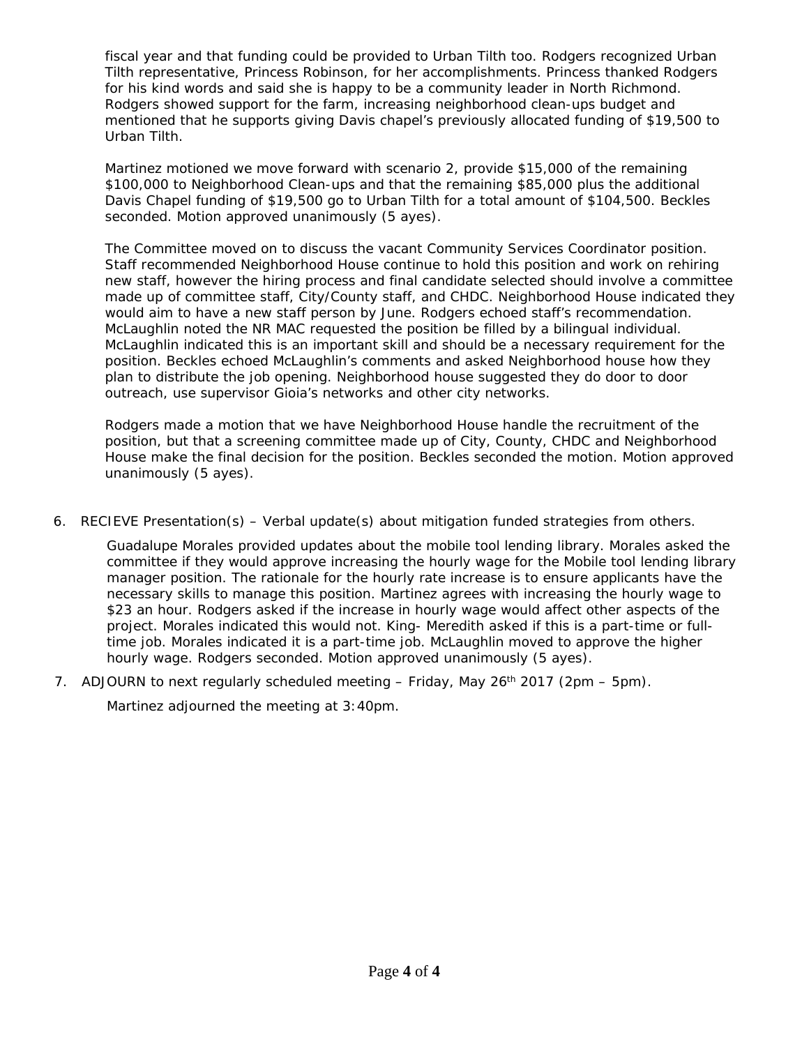fiscal year and that funding could be provided to Urban Tilth too. Rodgers recognized Urban Tilth representative, Princess Robinson, for her accomplishments. Princess thanked Rodgers for his kind words and said she is happy to be a community leader in North Richmond. Rodgers showed support for the farm, increasing neighborhood clean-ups budget and mentioned that he supports giving Davis chapel's previously allocated funding of $19,500 to Urban Tilth.

Martinez motioned we move forward with scenario 2, provide $15,000 of the remaining $100,000 to Neighborhood Clean-ups and that the remaining $85,000 plus the additional Davis Chapel funding of $19,500 go to Urban Tilth for a total amount of $104,500. Beckles seconded. Motion approved unanimously (5 ayes).

The Committee moved on to discuss the vacant Community Services Coordinator position. Staff recommended Neighborhood House continue to hold this position and work on rehiring new staff, however the hiring process and final candidate selected should involve a committee made up of committee staff, City/County staff, and CHDC. Neighborhood House indicated they would aim to have a new staff person by June. Rodgers echoed staff's recommendation. McLaughlin noted the NR MAC requested the position be filled by a bilingual individual. McLaughlin indicated this is an important skill and should be a necessary requirement for the position. Beckles echoed McLaughlin's comments and asked Neighborhood house how they plan to distribute the job opening. Neighborhood house suggested they do door to door outreach, use supervisor Gioia's networks and other city networks.

Rodgers made a motion that we have Neighborhood House handle the recruitment of the position, but that a screening committee made up of City, County, CHDC and Neighborhood House make the final decision for the position. Beckles seconded the motion. Motion approved unanimously (5 ayes).

6. RECIEVE Presentation(s) – Verbal update(s) about mitigation funded strategies from others.

   Guadalupe Morales provided updates about the mobile tool lending library. Morales asked the committee if they would approve increasing the hourly wage for the Mobile tool lending library manager position. The rationale for the hourly rate increase is to ensure applicants have the necessary skills to manage this position. Martinez agrees with increasing the hourly wage to $23 an hour. Rodgers asked if the increase in hourly wage would affect other aspects of the project. Morales indicated this would not. King- Meredith asked if this is a part-time or full-time job. Morales indicated it is a part-time job. McLaughlin moved to approve the higher hourly wage. Rodgers seconded. Motion approved unanimously (5 ayes).

7. ADJOURN to next regularly scheduled meeting – Friday, May 26th 2017 (2pm – 5pm).

   Martinez adjourned the meeting at 3:40pm.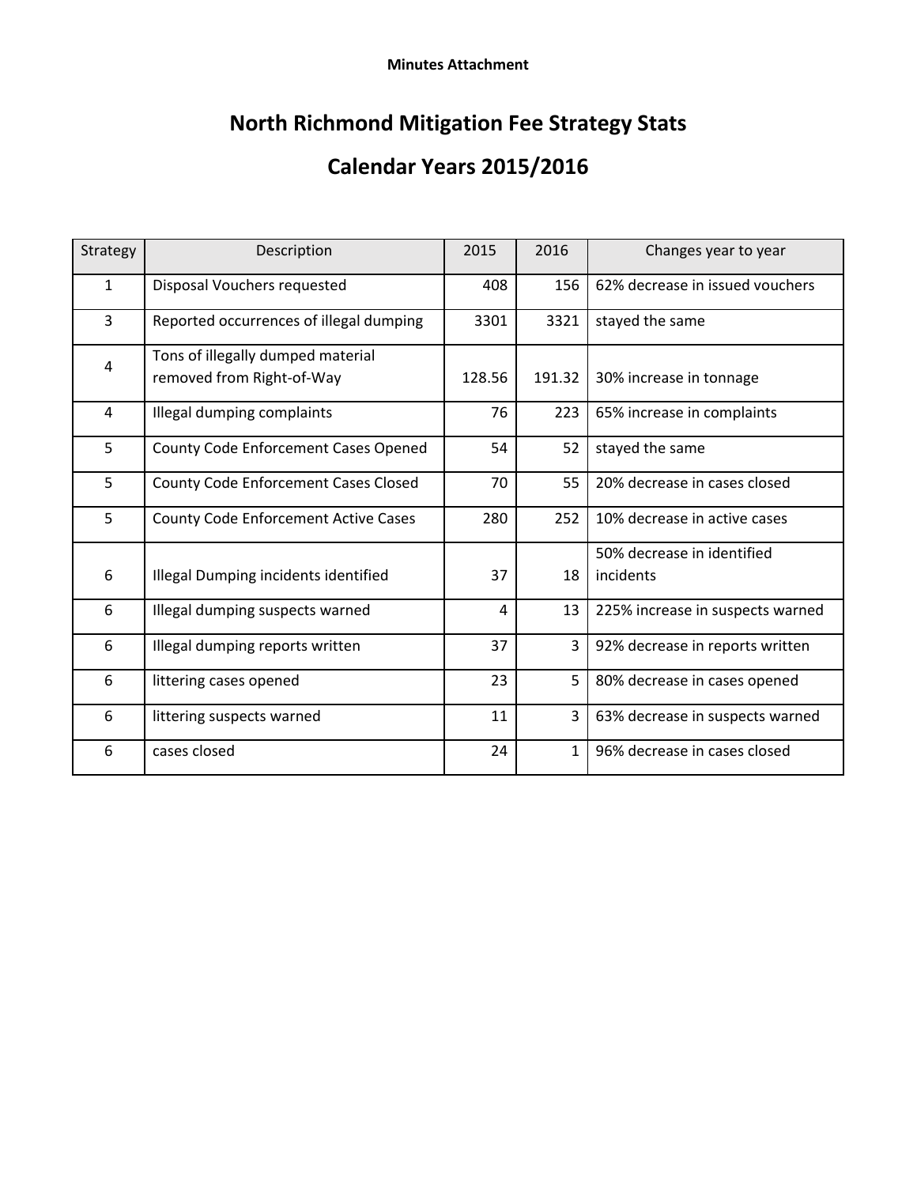**Minutes Attachment**

# North Richmond Mitigation Fee Strategy Stats

## Calendar Years 2015/2016

| Strategy | Description | 2015 | 2016 | Changes year to year |
|---|---|---|---|---|
| 1 | Disposal Vouchers requested | 408 | 156 | 62% decrease in issued vouchers |
| 3 | Reported occurrences of illegal dumping | 3301 | 3321 | stayed the same |
| 4 | Tons of illegally dumped material removed from Right-of-Way | 128.56 | 191.32 | 30% increase in tonnage |
| 4 | Illegal dumping complaints | 76 | 223 | 65% increase in complaints |
| 5 | County Code Enforcement Cases Opened | 54 | 52 | stayed the same |
| 5 | County Code Enforcement Cases Closed | 70 | 55 | 20% decrease in cases closed |
| 5 | County Code Enforcement Active Cases | 280 | 252 | 10% decrease in active cases |
| 6 | Illegal Dumping incidents identified | 37 | 18 | 50% decrease in identified incidents |
| 6 | Illegal dumping suspects warned | 4 | 13 | 225% increase in suspects warned |
| 6 | Illegal dumping reports written | 37 | 3 | 92% decrease in reports written |
| 6 | littering cases opened | 23 | 5 | 80% decrease in cases opened |
| 6 | littering suspects warned | 11 | 3 | 63% decrease in suspects warned |
| 6 | cases closed | 24 | 1 | 96% decrease in cases closed |